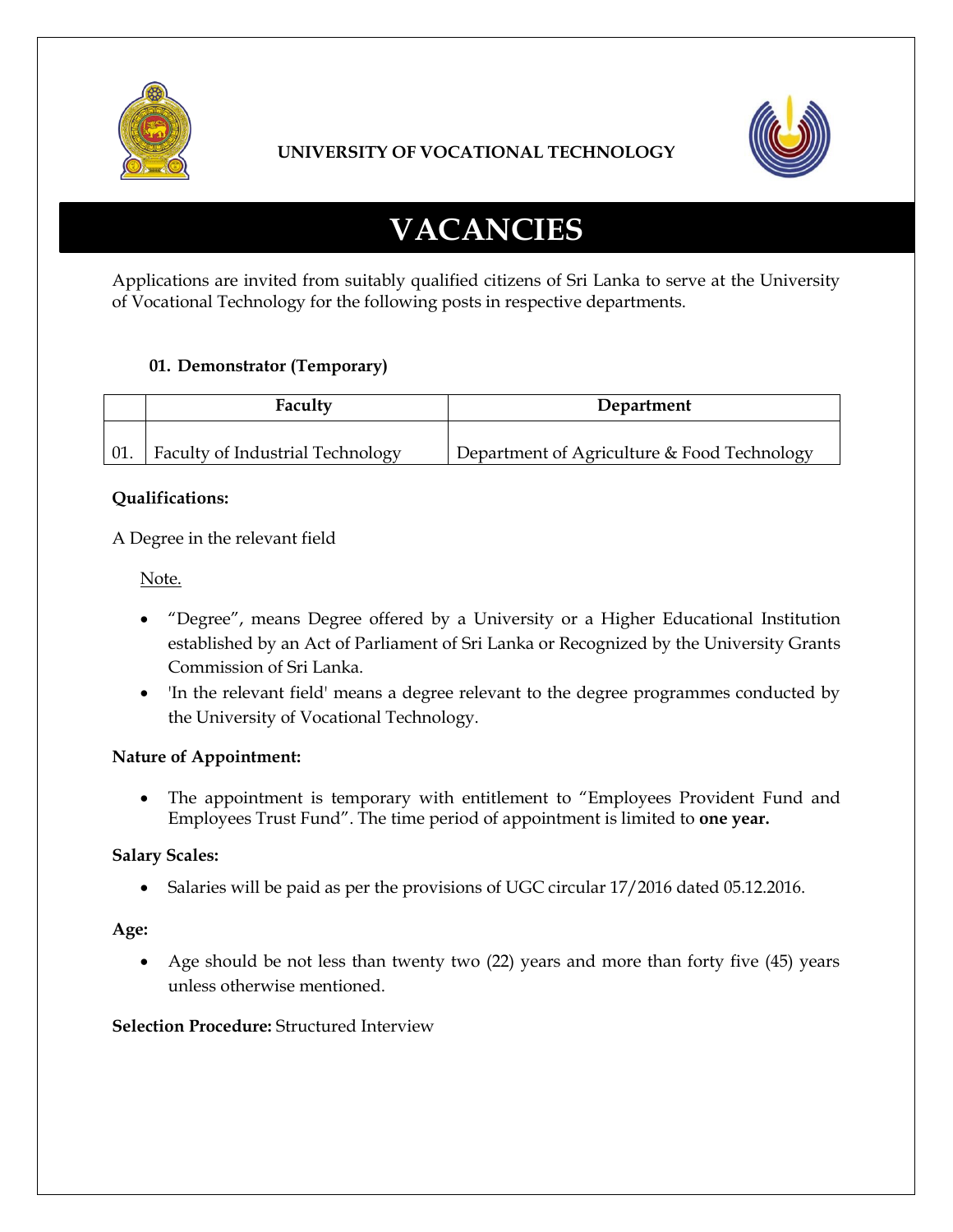**UNIVERSITY OF VOCATIONAL TECHNOLOGY**

# VACANCIES

Applications are invited from suitably qualified citizens of Sri Lanka to serve at the University of Vocational Technology for the following posts in respective departments.

### 01. Demonstrator (Temporary)

| | Faculty | Department |
|---|---|---|
| 01. | Faculty of Industrial Technology | Department of Agriculture & Food Technology |

**Qualifications:**

A Degree in the relevant field

Note.

- "Degree", means Degree offered by a University or a Higher Educational Institution established by an Act of Parliament of Sri Lanka or Recognized by the University Grants Commission of Sri Lanka.
- 'In the relevant field' means a degree relevant to the degree programmes conducted by the University of Vocational Technology.

**Nature of Appointment:**

- The appointment is temporary with entitlement to "Employees Provident Fund and Employees Trust Fund". The time period of appointment is limited to **one year.**

**Salary Scales:**

- Salaries will be paid as per the provisions of UGC circular 17/2016 dated 05.12.2016.

**Age:**

- Age should be not less than twenty two (22) years and more than forty five (45) years unless otherwise mentioned.

**Selection Procedure:** Structured Interview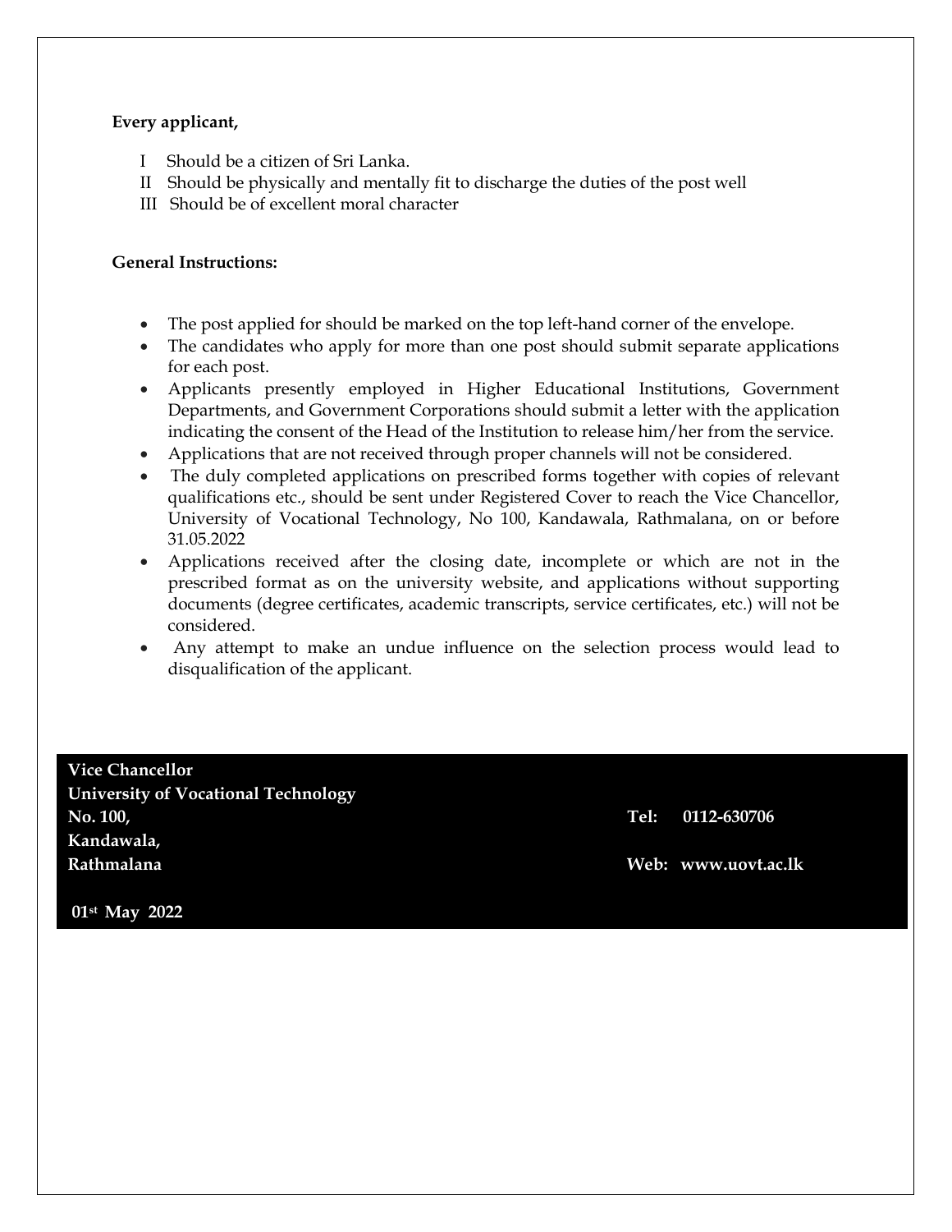**Every applicant,**

I Should be a citizen of Sri Lanka.
II Should be physically and mentally fit to discharge the duties of the post well
III Should be of excellent moral character

**General Instructions:**

- The post applied for should be marked on the top left-hand corner of the envelope.
- The candidates who apply for more than one post should submit separate applications for each post.
- Applicants presently employed in Higher Educational Institutions, Government Departments, and Government Corporations should submit a letter with the application indicating the consent of the Head of the Institution to release him/her from the service.
- Applications that are not received through proper channels will not be considered.
- The duly completed applications on prescribed forms together with copies of relevant qualifications etc., should be sent under Registered Cover to reach the Vice Chancellor, University of Vocational Technology, No 100, Kandawala, Rathmalana, on or before 31.05.2022
- Applications received after the closing date, incomplete or which are not in the prescribed format as on the university website, and applications without supporting documents (degree certificates, academic transcripts, service certificates, etc.) will not be considered.
- Any attempt to make an undue influence on the selection process would lead to disqualification of the applicant.

**Vice Chancellor**
**University of Vocational Technology**
**No. 100,**
**Kandawala,**
**Rathmalana**

**Tel: 0112-630706**
**Web: www.uovt.ac.lk**

**01st May 2022**